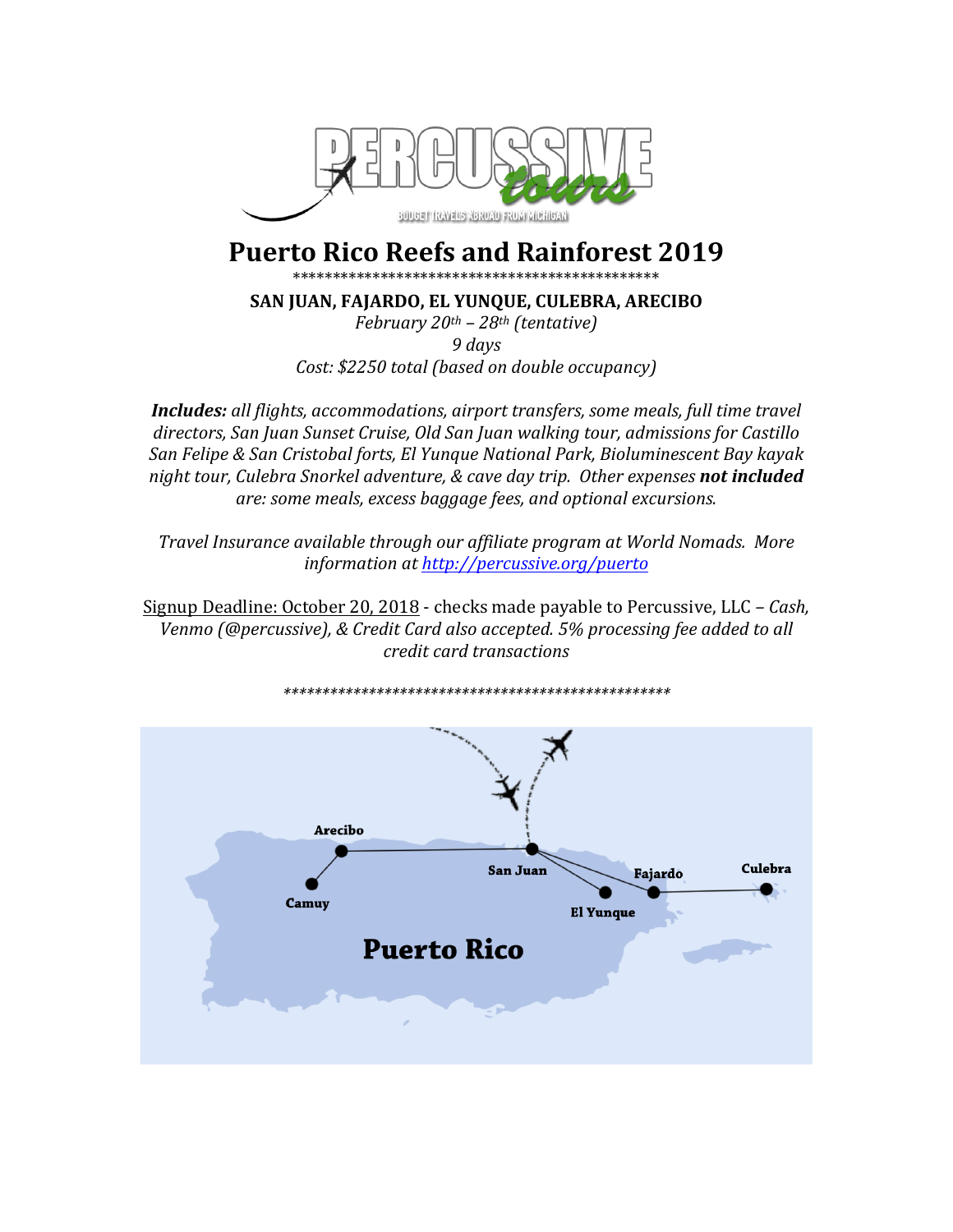# Puerto Rico Reefs and Rainforest 2019

**SAN JUAN, FAJARDO, EL YUNQUE, CULEBRA, ARECIBO**

*February 20th – 28th (tentative)*

*9 days*

*Cost: $2250 total (based on double occupancy)*

***Includes:*** *all flights, accommodations, airport transfers, some meals, full time travel directors, San Juan Sunset Cruise, Old San Juan walking tour, admissions for Castillo San Felipe & San Cristobal forts, El Yunque National Park, Bioluminescent Bay kayak night tour, Culebra Snorkel adventure, & cave day trip. Other expenses* ***not included*** *are: some meals, excess baggage fees, and optional excursions.*

*Travel Insurance available through our affiliate program at World Nomads. More information at [http://percussive.org/puerto](http://percussive.org/puerto)*

Signup Deadline: October 20, 2018 - checks made payable to Percussive, LLC – *Cash, Venmo (@percussive), & Credit Card also accepted. 5% processing fee added to all credit card transactions*

Arecibo — San Juan — Fajardo — Culebra

Camuy — El Yunque

**Puerto Rico**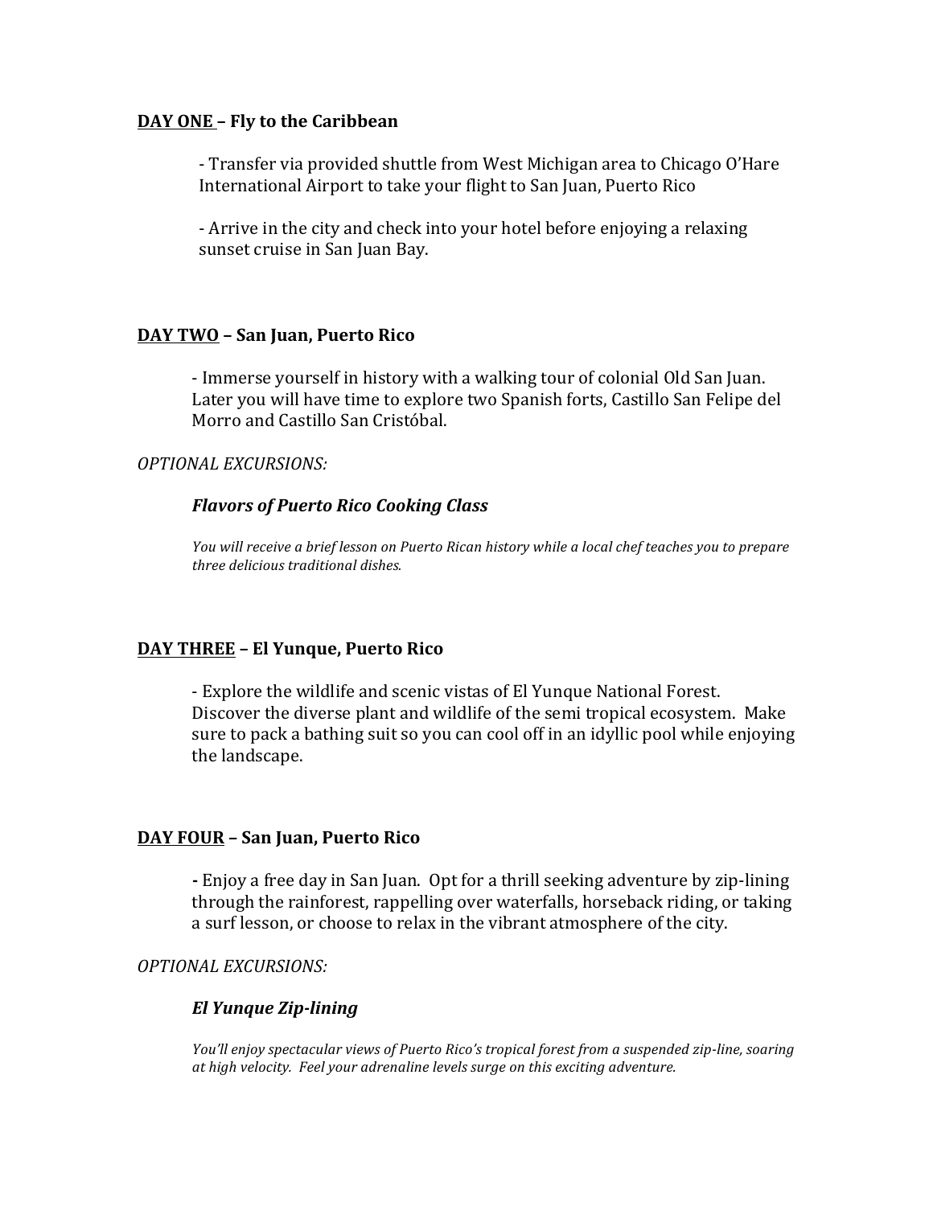**DAY ONE – Fly to the Caribbean**

- Transfer via provided shuttle from West Michigan area to Chicago O'Hare International Airport to take your flight to San Juan, Puerto Rico

- Arrive in the city and check into your hotel before enjoying a relaxing sunset cruise in San Juan Bay.

**DAY TWO – San Juan, Puerto Rico**

- Immerse yourself in history with a walking tour of colonial Old San Juan. Later you will have time to explore two Spanish forts, Castillo San Felipe del Morro and Castillo San Cristóbal.

*OPTIONAL EXCURSIONS:*

***Flavors of Puerto Rico Cooking Class***

*You will receive a brief lesson on Puerto Rican history while a local chef teaches you to prepare three delicious traditional dishes.*

**DAY THREE – El Yunque, Puerto Rico**

- Explore the wildlife and scenic vistas of El Yunque National Forest. Discover the diverse plant and wildlife of the semi tropical ecosystem. Make sure to pack a bathing suit so you can cool off in an idyllic pool while enjoying the landscape.

**DAY FOUR – San Juan, Puerto Rico**

- Enjoy a free day in San Juan. Opt for a thrill seeking adventure by zip-lining through the rainforest, rappelling over waterfalls, horseback riding, or taking a surf lesson, or choose to relax in the vibrant atmosphere of the city.

*OPTIONAL EXCURSIONS:*

***El Yunque Zip-lining***

*You'll enjoy spectacular views of Puerto Rico's tropical forest from a suspended zip-line, soaring at high velocity. Feel your adrenaline levels surge on this exciting adventure.*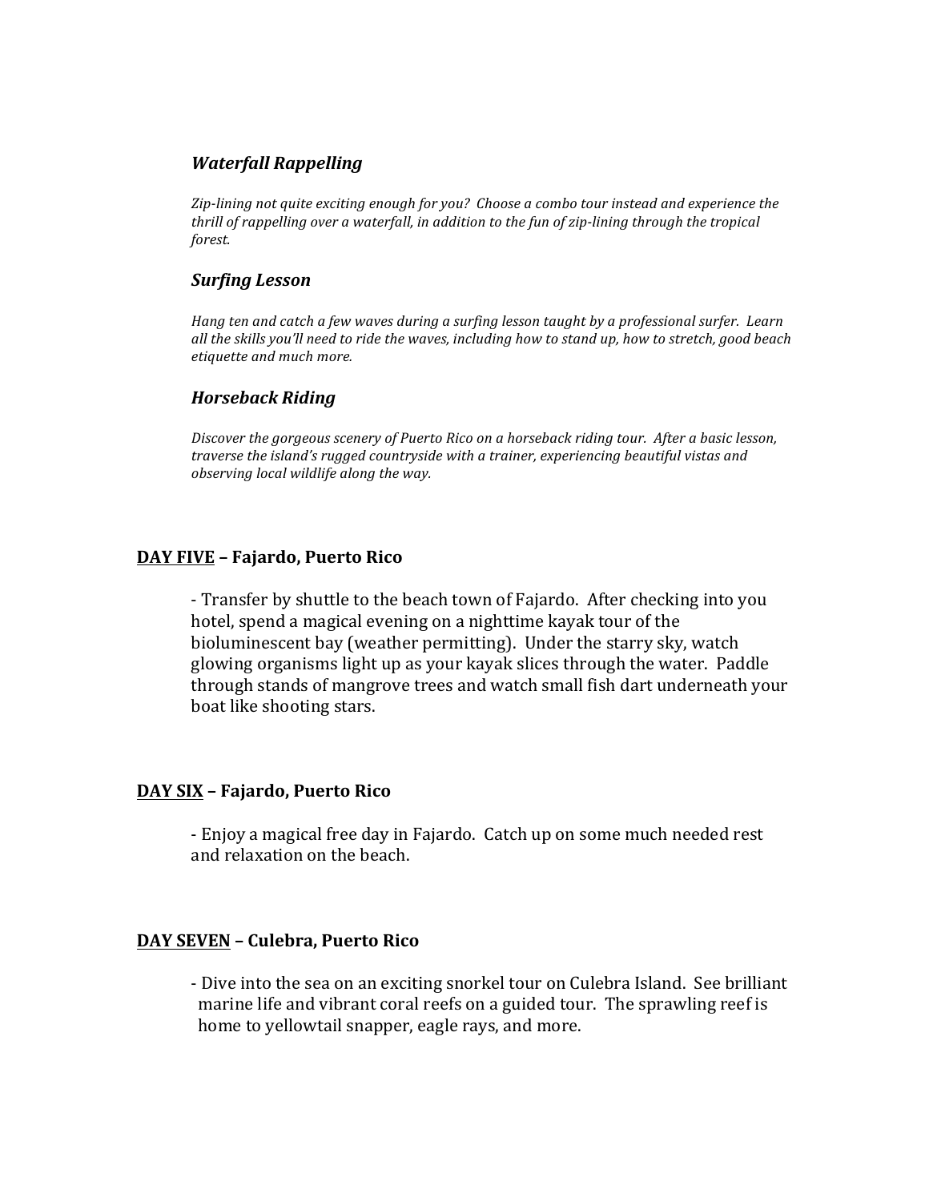### *Waterfall Rappelling*

*Zip-lining not quite exciting enough for you? Choose a combo tour instead and experience the thrill of rappelling over a waterfall, in addition to the fun of zip-lining through the tropical forest.*

### *Surfing Lesson*

*Hang ten and catch a few waves during a surfing lesson taught by a professional surfer. Learn all the skills you'll need to ride the waves, including how to stand up, how to stretch, good beach etiquette and much more.*

### *Horseback Riding*

*Discover the gorgeous scenery of Puerto Rico on a horseback riding tour. After a basic lesson, traverse the island's rugged countryside with a trainer, experiencing beautiful vistas and observing local wildlife along the way.*

## <u>DAY FIVE</u> – Fajardo, Puerto Rico

- Transfer by shuttle to the beach town of Fajardo. After checking into you hotel, spend a magical evening on a nighttime kayak tour of the bioluminescent bay (weather permitting). Under the starry sky, watch glowing organisms light up as your kayak slices through the water. Paddle through stands of mangrove trees and watch small fish dart underneath your boat like shooting stars.

## <u>DAY SIX</u> – Fajardo, Puerto Rico

- Enjoy a magical free day in Fajardo. Catch up on some much needed rest and relaxation on the beach.

## <u>DAY SEVEN</u> – Culebra, Puerto Rico

- Dive into the sea on an exciting snorkel tour on Culebra Island. See brilliant marine life and vibrant coral reefs on a guided tour. The sprawling reef is home to yellowtail snapper, eagle rays, and more.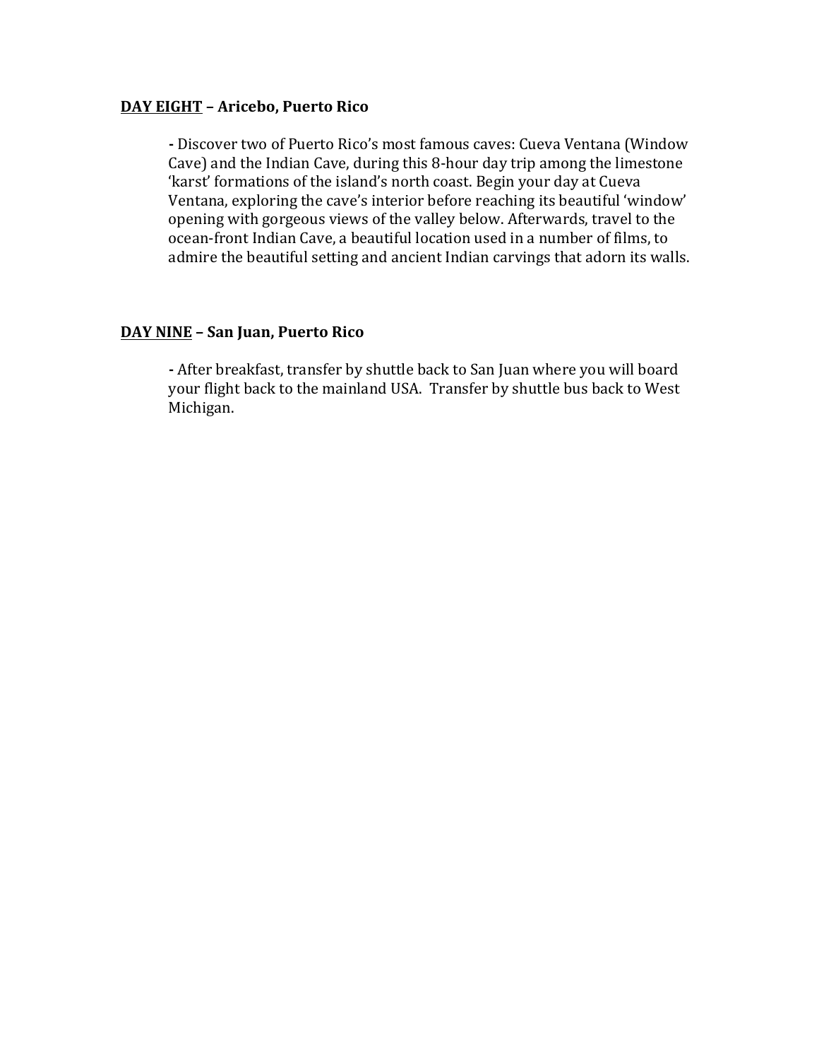**<u>DAY EIGHT</u> – Aricebo, Puerto Rico**

- Discover two of Puerto Rico's most famous caves: Cueva Ventana (Window Cave) and the Indian Cave, during this 8-hour day trip among the limestone 'karst' formations of the island's north coast. Begin your day at Cueva Ventana, exploring the cave's interior before reaching its beautiful 'window' opening with gorgeous views of the valley below. Afterwards, travel to the ocean-front Indian Cave, a beautiful location used in a number of films, to admire the beautiful setting and ancient Indian carvings that adorn its walls.

**<u>DAY NINE</u> – San Juan, Puerto Rico**

- After breakfast, transfer by shuttle back to San Juan where you will board your flight back to the mainland USA. Transfer by shuttle bus back to West Michigan.